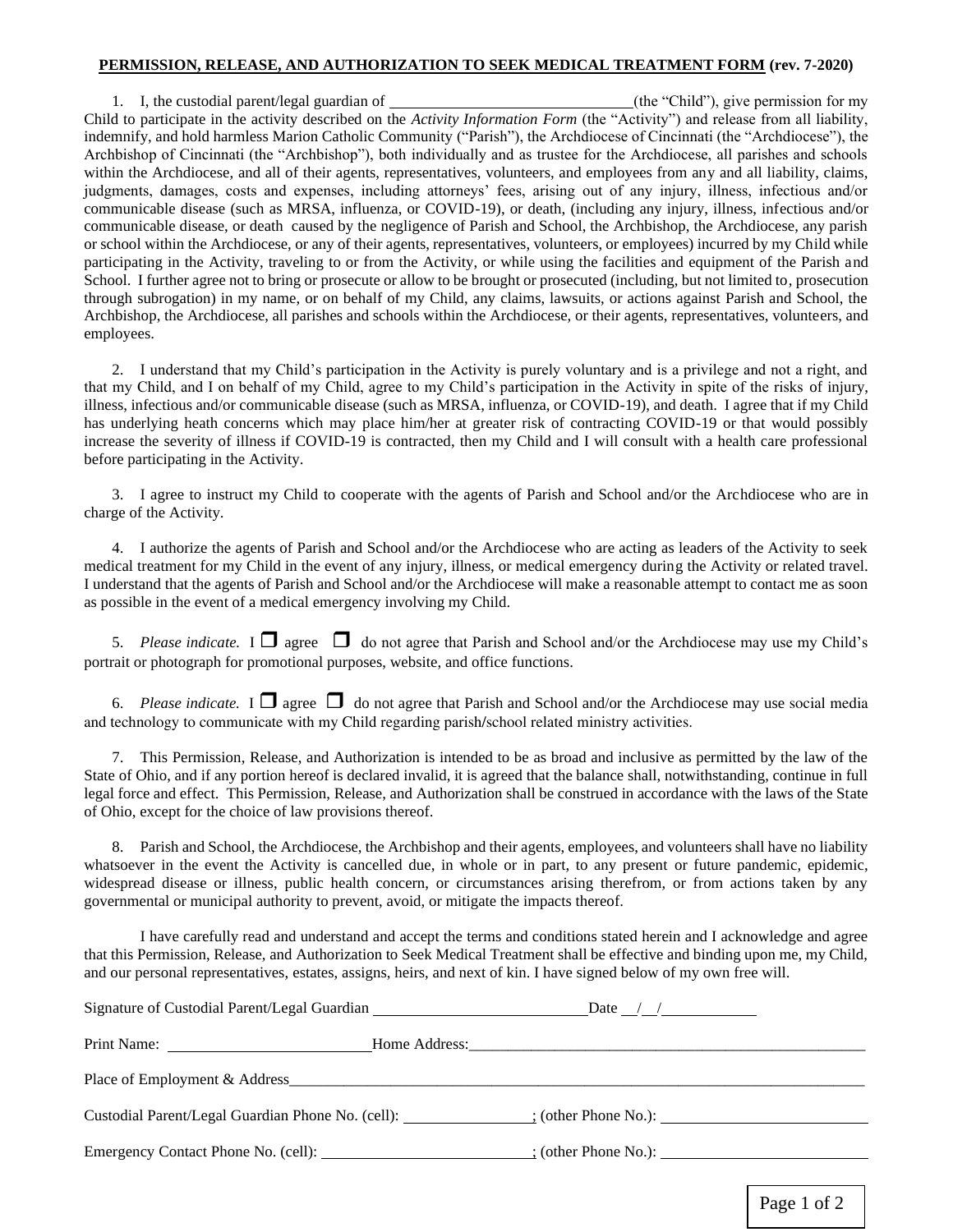**PERMISSION, RELEASE, AND AUTHORIZATION TO SEEK MEDICAL TREATMENT FORM (rev. 7-2020)**

1. I, the custodial parent/legal guardian of ______________________________(the "Child"), give permission for my Child to participate in the activity described on the *Activity Information Form* (the "Activity") and release from all liability, indemnify, and hold harmless Marion Catholic Community ("Parish"), the Archdiocese of Cincinnati (the "Archdiocese"), the Archbishop of Cincinnati (the "Archbishop"), both individually and as trustee for the Archdiocese, all parishes and schools within the Archdiocese, and all of their agents, representatives, volunteers, and employees from any and all liability, claims, judgments, damages, costs and expenses, including attorneys' fees, arising out of any injury, illness, infectious and/or communicable disease (such as MRSA, influenza, or COVID-19), or death, (including any injury, illness, infectious and/or communicable disease, or death caused by the negligence of Parish and School, the Archbishop, the Archdiocese, any parish or school within the Archdiocese, or any of their agents, representatives, volunteers, or employees) incurred by my Child while participating in the Activity, traveling to or from the Activity, or while using the facilities and equipment of the Parish and School. I further agree not to bring or prosecute or allow to be brought or prosecuted (including, but not limited to, prosecution through subrogation) in my name, or on behalf of my Child, any claims, lawsuits, or actions against Parish and School, the Archbishop, the Archdiocese, all parishes and schools within the Archdiocese, or their agents, representatives, volunteers, and employees.

2. I understand that my Child's participation in the Activity is purely voluntary and is a privilege and not a right, and that my Child, and I on behalf of my Child, agree to my Child's participation in the Activity in spite of the risks of injury, illness, infectious and/or communicable disease (such as MRSA, influenza, or COVID-19), and death. I agree that if my Child has underlying heath concerns which may place him/her at greater risk of contracting COVID-19 or that would possibly increase the severity of illness if COVID-19 is contracted, then my Child and I will consult with a health care professional before participating in the Activity.

3. I agree to instruct my Child to cooperate with the agents of Parish and School and/or the Archdiocese who are in charge of the Activity.

4. I authorize the agents of Parish and School and/or the Archdiocese who are acting as leaders of the Activity to seek medical treatment for my Child in the event of any injury, illness, or medical emergency during the Activity or related travel. I understand that the agents of Parish and School and/or the Archdiocese will make a reasonable attempt to contact me as soon as possible in the event of a medical emergency involving my Child.

5. *Please indicate.* I ☐ agree ☐ do not agree that Parish and School and/or the Archdiocese may use my Child's portrait or photograph for promotional purposes, website, and office functions.

6. *Please indicate.* I ☐ agree ☐ do not agree that Parish and School and/or the Archdiocese may use social media and technology to communicate with my Child regarding parish/school related ministry activities.

7. This Permission, Release, and Authorization is intended to be as broad and inclusive as permitted by the law of the State of Ohio, and if any portion hereof is declared invalid, it is agreed that the balance shall, notwithstanding, continue in full legal force and effect. This Permission, Release, and Authorization shall be construed in accordance with the laws of the State of Ohio, except for the choice of law provisions thereof.

8. Parish and School, the Archdiocese, the Archbishop and their agents, employees, and volunteers shall have no liability whatsoever in the event the Activity is cancelled due, in whole or in part, to any present or future pandemic, epidemic, widespread disease or illness, public health concern, or circumstances arising therefrom, or from actions taken by any governmental or municipal authority to prevent, avoid, or mitigate the impacts thereof.

I have carefully read and understand and accept the terms and conditions stated herein and I acknowledge and agree that this Permission, Release, and Authorization to Seek Medical Treatment shall be effective and binding upon me, my Child, and our personal representatives, estates, assigns, heirs, and next of kin. I have signed below of my own free will.

Signature of Custodial Parent/Legal Guardian ___________________________ Date __/__/__________

Print Name: __________________________ Home Address:_____________________________________________________

Place of Employment & Address_______________________________________________________________________

Custodial Parent/Legal Guardian Phone No. (cell): ________________; (other Phone No.): __________________________

Emergency Contact Phone No. (cell): ___________________________; (other Phone No.): __________________________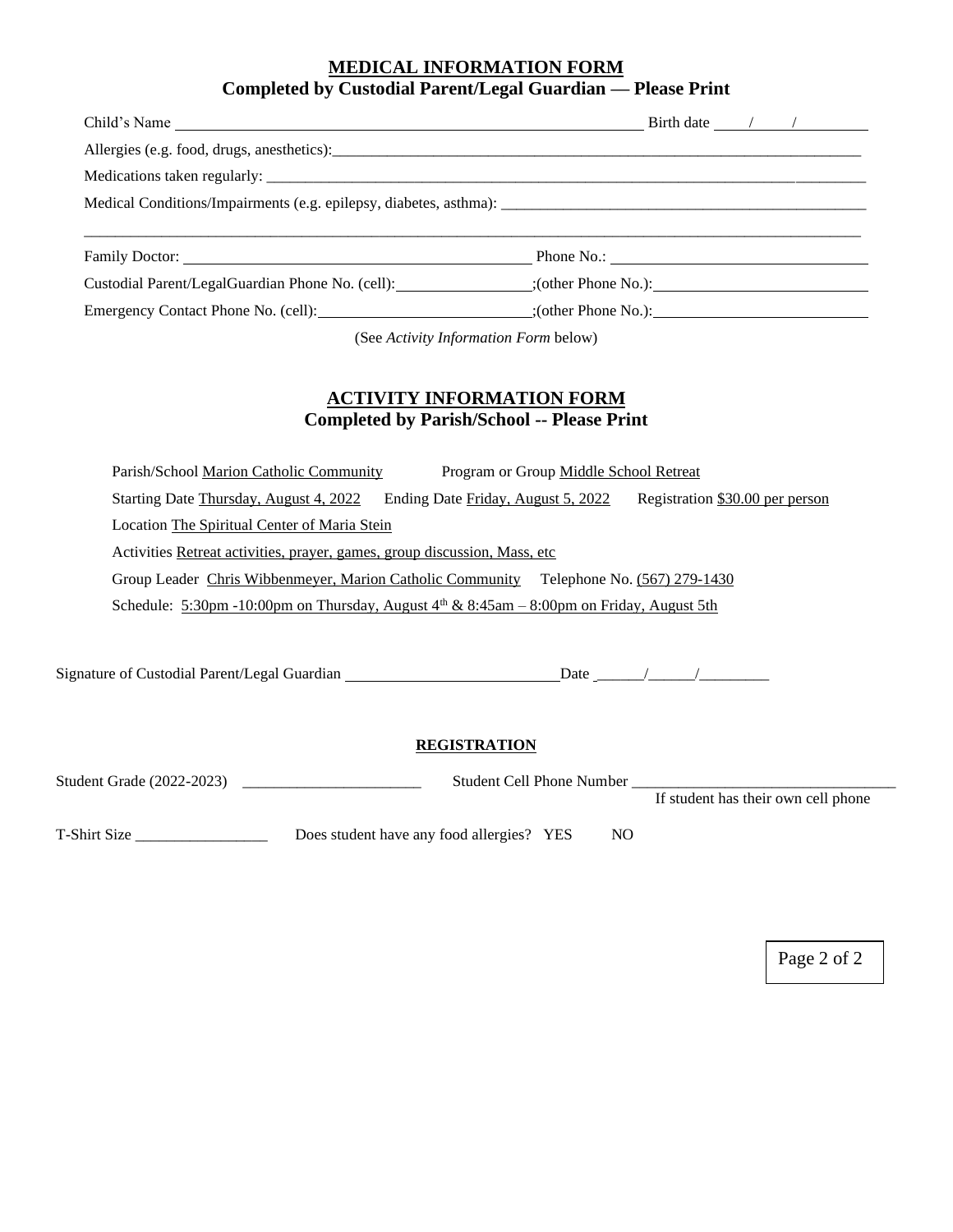## MEDICAL INFORMATION FORM

**Completed by Custodial Parent/Legal Guardian — Please Print**

Child's Name ______________________________________________ Birth date ____/____/________

Allergies (e.g. food, drugs, anesthetics):______________________________________________

Medications taken regularly: ______________________________________________

Medical Conditions/Impairments (e.g. epilepsy, diabetes, asthma): ______________________________________________

______________________________________________

Family Doctor: ______________________________ Phone No.: ______________________________

Custodial Parent/LegalGuardian Phone No. (cell):________________;(other Phone No.):________________________

Emergency Contact Phone No. (cell):________________________;(other Phone No.):________________________

(See *Activity Information Form* below)

## ACTIVITY INFORMATION FORM

**Completed by Parish/School -- Please Print**

Parish/School Marion Catholic Community Program or Group Middle School Retreat

Starting Date Thursday, August 4, 2022 Ending Date Friday, August 5, 2022 Registration $30.00 per person

Location The Spiritual Center of Maria Stein

Activities Retreat activities, prayer, games, group discussion, Mass, etc

Group Leader Chris Wibbenmeyer, Marion Catholic Community Telephone No. (567) 279-1430

Schedule: 5:30pm -10:00pm on Thursday, August 4th & 8:45am – 8:00pm on Friday, August 5th

Signature of Custodial Parent/Legal Guardian ___________________________Date ______/______/_________

### REGISTRATION

Student Grade (2022-2023) ______________________ Student Cell Phone Number __________________________________
If student has their own cell phone

T-Shirt Size _________________ Does student have any food allergies? YES NO